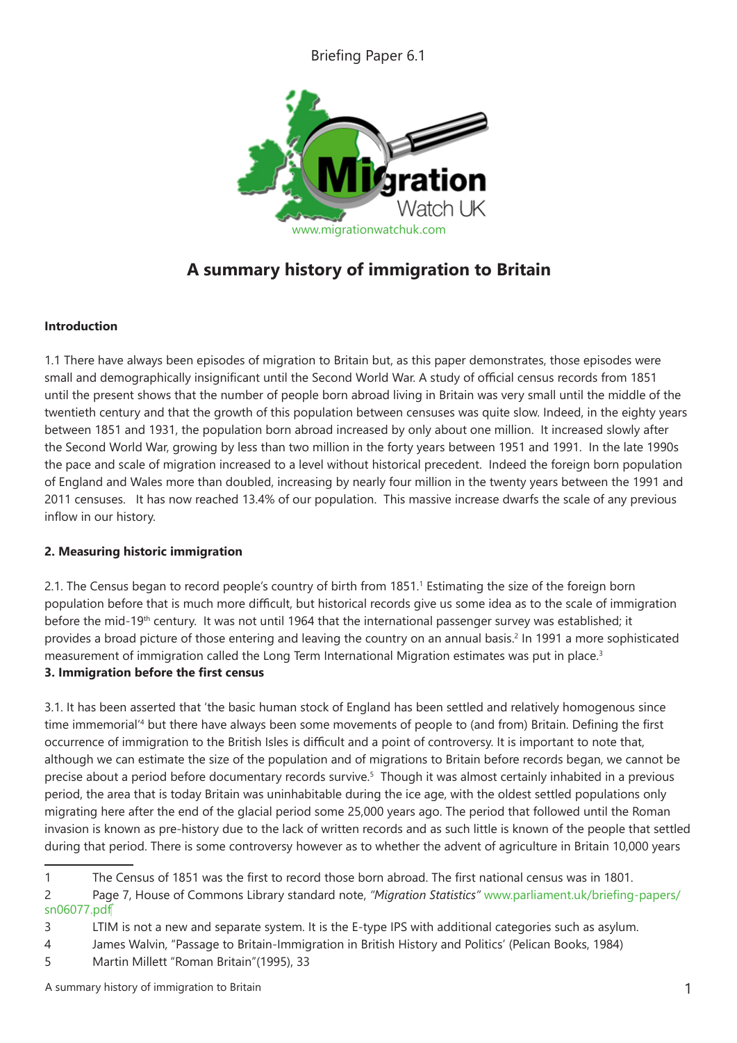Briefing Paper 6.1

www.migrationwatchuk.com

# A summary history of immigration to Britain

**Introduction**

1.1 There have always been episodes of migration to Britain but, as this paper demonstrates, those episodes were small and demographically insignificant until the Second World War. A study of official census records from 1851 until the present shows that the number of people born abroad living in Britain was very small until the middle of the twentieth century and that the growth of this population between censuses was quite slow. Indeed, in the eighty years between 1851 and 1931, the population born abroad increased by only about one million. It increased slowly after the Second World War, growing by less than two million in the forty years between 1951 and 1991. In the late 1990s the pace and scale of migration increased to a level without historical precedent. Indeed the foreign born population of England and Wales more than doubled, increasing by nearly four million in the twenty years between the 1991 and 2011 censuses. It has now reached 13.4% of our population. This massive increase dwarfs the scale of any previous inflow in our history.

**2. Measuring historic immigration**

2.1. The Census began to record people's country of birth from 1851.[1] Estimating the size of the foreign born population before that is much more difficult, but historical records give us some idea as to the scale of immigration before the mid-19th century. It was not until 1964 that the international passenger survey was established; it provides a broad picture of those entering and leaving the country on an annual basis.[2] In 1991 a more sophisticated measurement of immigration called the Long Term International Migration estimates was put in place.[3]

**3. Immigration before the first census**

3.1. It has been asserted that 'the basic human stock of England has been settled and relatively homogenous since time immemorial'[4] but there have always been some movements of people to (and from) Britain. Defining the first occurrence of immigration to the British Isles is difficult and a point of controversy. It is important to note that, although we can estimate the size of the population and of migrations to Britain before records began, we cannot be precise about a period before documentary records survive.[5] Though it was almost certainly inhabited in a previous period, the area that is today Britain was uninhabitable during the ice age, with the oldest settled populations only migrating here after the end of the glacial period some 25,000 years ago. The period that followed until the Roman invasion is known as pre-history due to the lack of written records and as such little is known of the people that settled during that period. There is some controversy however as to whether the advent of agriculture in Britain 10,000 years

---

1 The Census of 1851 was the first to record those born abroad. The first national census was in 1801.

2 Page 7, House of Commons Library standard note, *"Migration Statistics"* www.parliament.uk/briefing-papers/sn06077.pdf

3 LTIM is not a new and separate system. It is the E-type IPS with additional categories such as asylum.

4 James Walvin, "Passage to Britain-Immigration in British History and Politics' (Pelican Books, 1984)

5 Martin Millett "Roman Britain"(1995), 33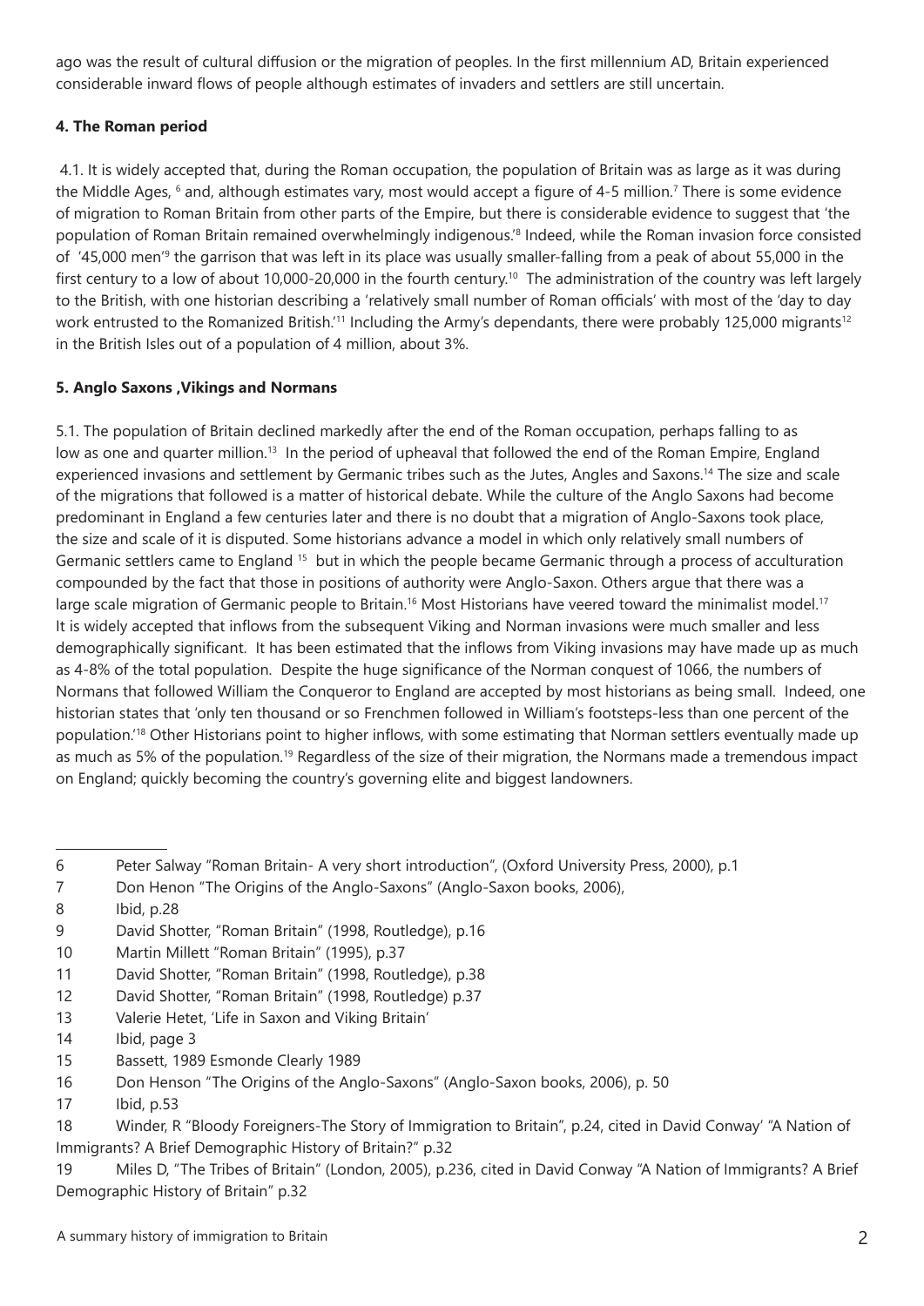ago was the result of cultural diffusion or the migration of peoples. In the first millennium AD, Britain experienced considerable inward flows of people although estimates of invaders and settlers are still uncertain.

**4. The Roman period**

4.1. It is widely accepted that, during the Roman occupation, the population of Britain was as large as it was during the Middle Ages, [6] and, although estimates vary, most would accept a figure of 4-5 million.[7] There is some evidence of migration to Roman Britain from other parts of the Empire, but there is considerable evidence to suggest that 'the population of Roman Britain remained overwhelmingly indigenous.'[8] Indeed, while the Roman invasion force consisted of '45,000 men'[9] the garrison that was left in its place was usually smaller-falling from a peak of about 55,000 in the first century to a low of about 10,000-20,000 in the fourth century.[10] The administration of the country was left largely to the British, with one historian describing a 'relatively small number of Roman officials' with most of the 'day to day work entrusted to the Romanized British.'[11] Including the Army's dependants, there were probably 125,000 migrants[12] in the British Isles out of a population of 4 million, about 3%.

**5. Anglo Saxons ,Vikings and Normans**

5.1. The population of Britain declined markedly after the end of the Roman occupation, perhaps falling to as low as one and quarter million.[13] In the period of upheaval that followed the end of the Roman Empire, England experienced invasions and settlement by Germanic tribes such as the Jutes, Angles and Saxons.[14] The size and scale of the migrations that followed is a matter of historical debate. While the culture of the Anglo Saxons had become predominant in England a few centuries later and there is no doubt that a migration of Anglo-Saxons took place, the size and scale of it is disputed. Some historians advance a model in which only relatively small numbers of Germanic settlers came to England [15] but in which the people became Germanic through a process of acculturation compounded by the fact that those in positions of authority were Anglo-Saxon. Others argue that there was a large scale migration of Germanic people to Britain.[16] Most Historians have veered toward the minimalist model.[17] It is widely accepted that inflows from the subsequent Viking and Norman invasions were much smaller and less demographically significant. It has been estimated that the inflows from Viking invasions may have made up as much as 4-8% of the total population. Despite the huge significance of the Norman conquest of 1066, the numbers of Normans that followed William the Conqueror to England are accepted by most historians as being small. Indeed, one historian states that 'only ten thousand or so Frenchmen followed in William's footsteps-less than one percent of the population.'[18] Other Historians point to higher inflows, with some estimating that Norman settlers eventually made up as much as 5% of the population.[19] Regardless of the size of their migration, the Normans made a tremendous impact on England; quickly becoming the country's governing elite and biggest landowners.

---

6 Peter Salway "Roman Britain- A very short introduction", (Oxford University Press, 2000), p.1

7 Don Henon "The Origins of the Anglo-Saxons" (Anglo-Saxon books, 2006),

8 Ibid, p.28

9 David Shotter, "Roman Britain" (1998, Routledge), p.16

10 Martin Millett "Roman Britain" (1995), p.37

11 David Shotter, "Roman Britain" (1998, Routledge), p.38

12 David Shotter, "Roman Britain" (1998, Routledge) p.37

13 Valerie Hetet, 'Life in Saxon and Viking Britain'

14 Ibid, page 3

15 Bassett, 1989 Esmonde Clearly 1989

16 Don Henson "The Origins of the Anglo-Saxons" (Anglo-Saxon books, 2006), p. 50

17 Ibid, p.53

18 Winder, R "Bloody Foreigners-The Story of Immigration to Britain", p.24, cited in David Conway' "A Nation of Immigrants? A Brief Demographic History of Britain?" p.32

19 Miles D, "The Tribes of Britain" (London, 2005), p.236, cited in David Conway "A Nation of Immigrants? A Brief Demographic History of Britain" p.32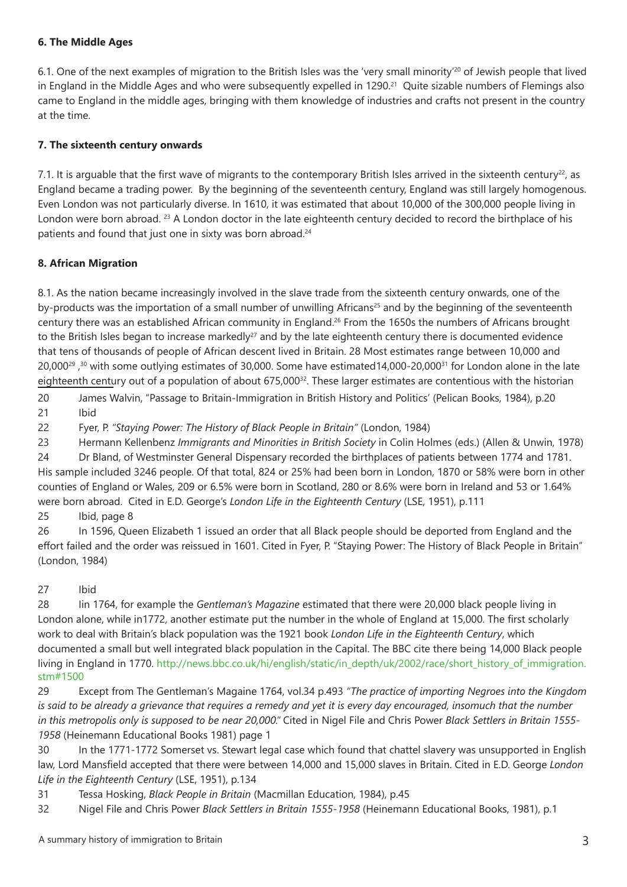## 6. The Middle Ages

6.1. One of the next examples of migration to the British Isles was the 'very small minority'[20] of Jewish people that lived in England in the Middle Ages and who were subsequently expelled in 1290.[21] Quite sizable numbers of Flemings also came to England in the middle ages, bringing with them knowledge of industries and crafts not present in the country at the time.

## 7. The sixteenth century onwards

7.1. It is arguable that the first wave of migrants to the contemporary British Isles arrived in the sixteenth century[22], as England became a trading power. By the beginning of the seventeenth century, England was still largely homogenous. Even London was not particularly diverse. In 1610, it was estimated that about 10,000 of the 300,000 people living in London were born abroad. [23] A London doctor in the late eighteenth century decided to record the birthplace of his patients and found that just one in sixty was born abroad.[24]

## 8. African Migration

8.1. As the nation became increasingly involved in the slave trade from the sixteenth century onwards, one of the by-products was the importation of a small number of unwilling Africans[25] and by the beginning of the seventeenth century there was an established African community in England.[26] From the 1650s the numbers of Africans brought to the British Isles began to increase markedly[27] and by the late eighteenth century there is documented evidence that tens of thousands of people of African descent lived in Britain. 28 Most estimates range between 10,000 and 20,000[29] ,[30] with some outlying estimates of 30,000. Some have estimated14,000-20,000[31] for London alone in the late eighteenth century out of a population of about 675,000[32]. These larger estimates are contentious with the historian

20 James Walvin, "Passage to Britain-Immigration in British History and Politics' (Pelican Books, 1984), p.20

21 Ibid

22 Fyer, P. *"Staying Power: The History of Black People in Britain"* (London, 1984)

23 Hermann Kellenbenz *Immigrants and Minorities in British Society* in Colin Holmes (eds.) (Allen & Unwin, 1978)

24 Dr Bland, of Westminster General Dispensary recorded the birthplaces of patients between 1774 and 1781. His sample included 3246 people. Of that total, 824 or 25% had been born in London, 1870 or 58% were born in other counties of England or Wales, 209 or 6.5% were born in Scotland, 280 or 8.6% were born in Ireland and 53 or 1.64% were born abroad. Cited in E.D. George's *London Life in the Eighteenth Century* (LSE, 1951), p.111

25 Ibid, page 8

26 In 1596, Queen Elizabeth 1 issued an order that all Black people should be deported from England and the effort failed and the order was reissued in 1601. Cited in Fyer, P. "Staying Power: The History of Black People in Britain" (London, 1984)

27 Ibid

28 Iin 1764, for example the *Gentleman's Magazine* estimated that there were 20,000 black people living in London alone, while in1772, another estimate put the number in the whole of England at 15,000. The first scholarly work to deal with Britain's black population was the 1921 book *London Life in the Eighteenth Century*, which documented a small but well integrated black population in the Capital. The BBC cite there being 14,000 Black people living in England in 1770. http://news.bbc.co.uk/hi/english/static/in_depth/uk/2002/race/short_history_of_immigration.stm#1500

29 Except from The Gentleman's Magaine 1764, vol.34 p.493 *"The practice of importing Negroes into the Kingdom is said to be already a grievance that requires a remedy and yet it is every day encouraged, insomuch that the number in this metropolis only is supposed to be near 20,000."* Cited in Nigel File and Chris Power *Black Settlers in Britain 1555-1958* (Heinemann Educational Books 1981) page 1

30 In the 1771-1772 Somerset vs. Stewart legal case which found that chattel slavery was unsupported in English law, Lord Mansfield accepted that there were between 14,000 and 15,000 slaves in Britain. Cited in E.D. George *London Life in the Eighteenth Century* (LSE, 1951), p.134

31 Tessa Hosking, *Black People in Britain* (Macmillan Education, 1984), p.45

32 Nigel File and Chris Power *Black Settlers in Britain 1555-1958* (Heinemann Educational Books, 1981), p.1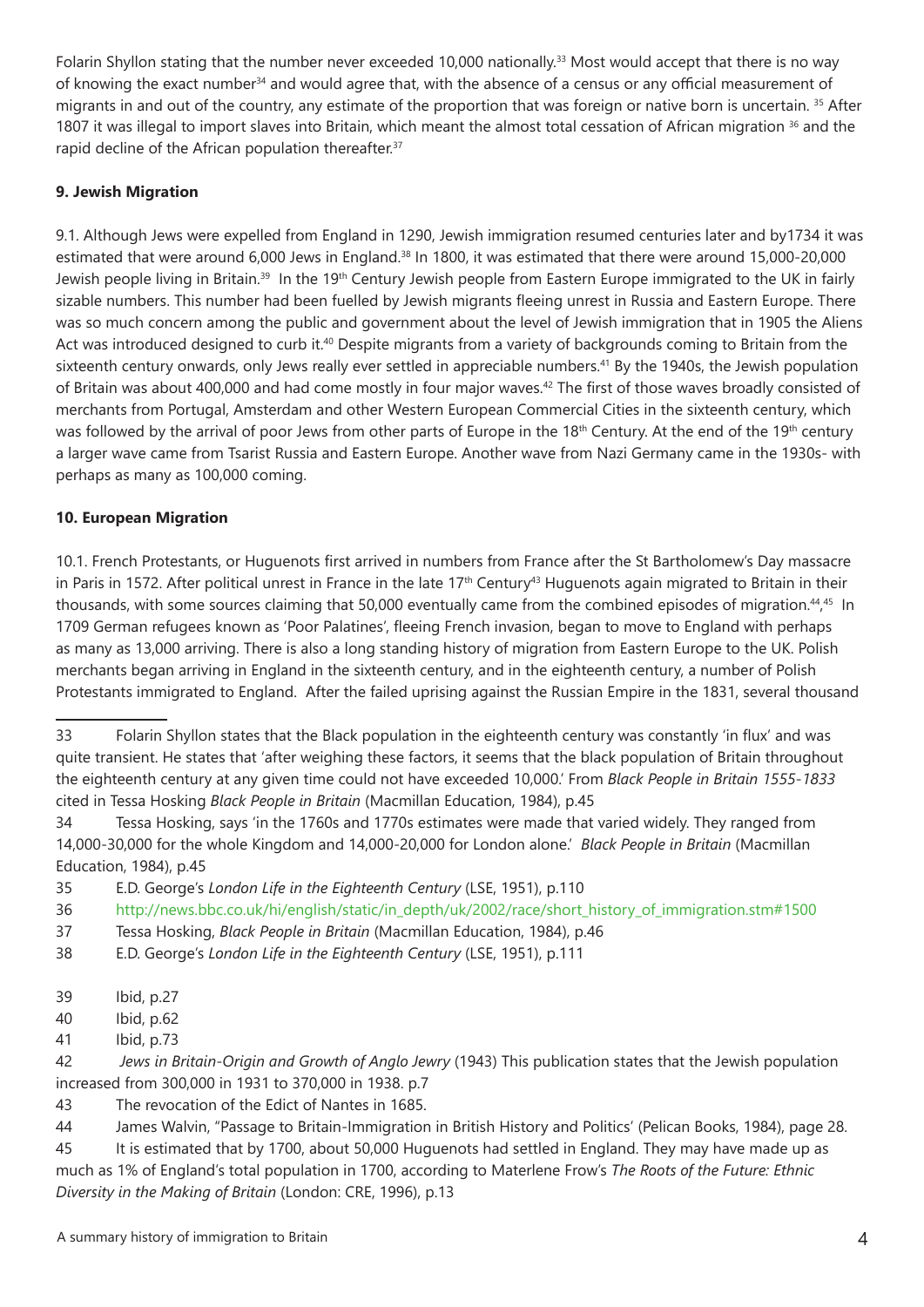Folarin Shyllon stating that the number never exceeded 10,000 nationally.[33] Most would accept that there is no way of knowing the exact number[34] and would agree that, with the absence of a census or any official measurement of migrants in and out of the country, any estimate of the proportion that was foreign or native born is uncertain. [35] After 1807 it was illegal to import slaves into Britain, which meant the almost total cessation of African migration [36] and the rapid decline of the African population thereafter.[37]

### 9. Jewish Migration

9.1. Although Jews were expelled from England in 1290, Jewish immigration resumed centuries later and by1734 it was estimated that were around 6,000 Jews in England.[38] In 1800, it was estimated that there were around 15,000-20,000 Jewish people living in Britain.[39] In the 19th Century Jewish people from Eastern Europe immigrated to the UK in fairly sizable numbers. This number had been fuelled by Jewish migrants fleeing unrest in Russia and Eastern Europe. There was so much concern among the public and government about the level of Jewish immigration that in 1905 the Aliens Act was introduced designed to curb it.[40] Despite migrants from a variety of backgrounds coming to Britain from the sixteenth century onwards, only Jews really ever settled in appreciable numbers.[41] By the 1940s, the Jewish population of Britain was about 400,000 and had come mostly in four major waves.[42] The first of those waves broadly consisted of merchants from Portugal, Amsterdam and other Western European Commercial Cities in the sixteenth century, which was followed by the arrival of poor Jews from other parts of Europe in the 18th Century. At the end of the 19th century a larger wave came from Tsarist Russia and Eastern Europe. Another wave from Nazi Germany came in the 1930s- with perhaps as many as 100,000 coming.

### 10. European Migration

10.1. French Protestants, or Huguenots first arrived in numbers from France after the St Bartholomew's Day massacre in Paris in 1572. After political unrest in France in the late 17th Century[43] Huguenots again migrated to Britain in their thousands, with some sources claiming that 50,000 eventually came from the combined episodes of migration.[44],[45] In 1709 German refugees known as 'Poor Palatines', fleeing French invasion, began to move to England with perhaps as many as 13,000 arriving. There is also a long standing history of migration from Eastern Europe to the UK. Polish merchants began arriving in England in the sixteenth century, and in the eighteenth century, a number of Polish Protestants immigrated to England. After the failed uprising against the Russian Empire in the 1831, several thousand

---

33 Folarin Shyllon states that the Black population in the eighteenth century was constantly 'in flux' and was quite transient. He states that 'after weighing these factors, it seems that the black population of Britain throughout the eighteenth century at any given time could not have exceeded 10,000.' From *Black People in Britain 1555-1833* cited in Tessa Hosking *Black People in Britain* (Macmillan Education, 1984), p.45

34 Tessa Hosking, says 'in the 1760s and 1770s estimates were made that varied widely. They ranged from 14,000-30,000 for the whole Kingdom and 14,000-20,000 for London alone.' *Black People in Britain* (Macmillan Education, 1984), p.45

35 E.D. George's *London Life in the Eighteenth Century* (LSE, 1951), p.110

36 http://news.bbc.co.uk/hi/english/static/in_depth/uk/2002/race/short_history_of_immigration.stm#1500

37 Tessa Hosking, *Black People in Britain* (Macmillan Education, 1984), p.46

38 E.D. George's *London Life in the Eighteenth Century* (LSE, 1951), p.111

39 Ibid, p.27

40 Ibid, p.62

41 Ibid, p.73

42 *Jews in Britain-Origin and Growth of Anglo Jewry* (1943) This publication states that the Jewish population increased from 300,000 in 1931 to 370,000 in 1938. p.7

43 The revocation of the Edict of Nantes in 1685.

44 James Walvin, "Passage to Britain-Immigration in British History and Politics' (Pelican Books, 1984), page 28.

45 It is estimated that by 1700, about 50,000 Huguenots had settled in England. They may have made up as much as 1% of England's total population in 1700, according to Materlene Frow's *The Roots of the Future: Ethnic Diversity in the Making of Britain* (London: CRE, 1996), p.13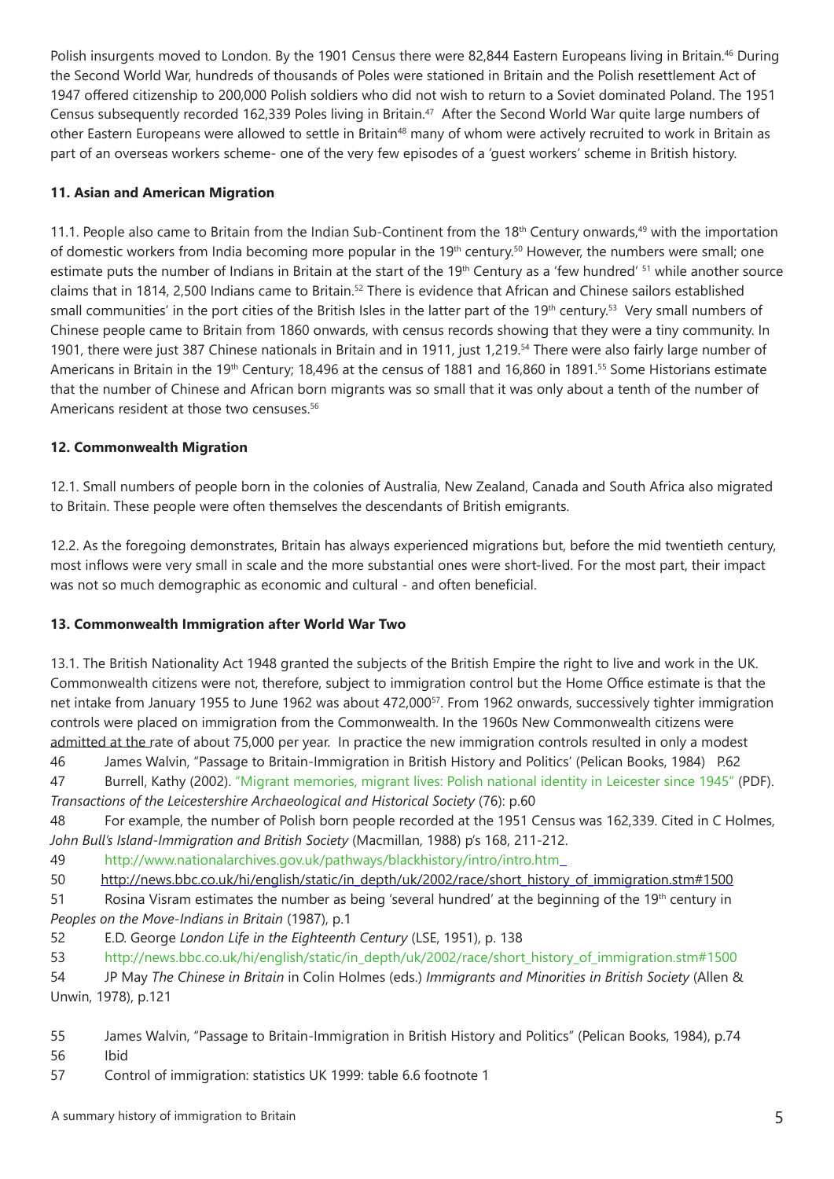Polish insurgents moved to London. By the 1901 Census there were 82,844 Eastern Europeans living in Britain.[46] During the Second World War, hundreds of thousands of Poles were stationed in Britain and the Polish resettlement Act of 1947 offered citizenship to 200,000 Polish soldiers who did not wish to return to a Soviet dominated Poland. The 1951 Census subsequently recorded 162,339 Poles living in Britain.[47] After the Second World War quite large numbers of other Eastern Europeans were allowed to settle in Britain[48] many of whom were actively recruited to work in Britain as part of an overseas workers scheme- one of the very few episodes of a 'guest workers' scheme in British history.

### 11. Asian and American Migration

11.1. People also came to Britain from the Indian Sub-Continent from the 18th Century onwards,[49] with the importation of domestic workers from India becoming more popular in the 19th century.[50] However, the numbers were small; one estimate puts the number of Indians in Britain at the start of the 19th Century as a 'few hundred' [51] while another source claims that in 1814, 2,500 Indians came to Britain.[52] There is evidence that African and Chinese sailors established small communities' in the port cities of the British Isles in the latter part of the 19th century.[53] Very small numbers of Chinese people came to Britain from 1860 onwards, with census records showing that they were a tiny community. In 1901, there were just 387 Chinese nationals in Britain and in 1911, just 1,219.[54] There were also fairly large number of Americans in Britain in the 19th Century; 18,496 at the census of 1881 and 16,860 in 1891.[55] Some Historians estimate that the number of Chinese and African born migrants was so small that it was only about a tenth of the number of Americans resident at those two censuses.[56]

### 12. Commonwealth Migration

12.1. Small numbers of people born in the colonies of Australia, New Zealand, Canada and South Africa also migrated to Britain. These people were often themselves the descendants of British emigrants.

12.2. As the foregoing demonstrates, Britain has always experienced migrations but, before the mid twentieth century, most inflows were very small in scale and the more substantial ones were short-lived. For the most part, their impact was not so much demographic as economic and cultural - and often beneficial.

### 13. Commonwealth Immigration after World War Two

13.1. The British Nationality Act 1948 granted the subjects of the British Empire the right to live and work in the UK. Commonwealth citizens were not, therefore, subject to immigration control but the Home Office estimate is that the net intake from January 1955 to June 1962 was about 472,000[57]. From 1962 onwards, successively tighter immigration controls were placed on immigration from the Commonwealth. In the 1960s New Commonwealth citizens were admitted at the rate of about 75,000 per year. In practice the new immigration controls resulted in only a modest

46 James Walvin, "Passage to Britain-Immigration in British History and Politics' (Pelican Books, 1984) P.62

47 Burrell, Kathy (2002). "Migrant memories, migrant lives: Polish national identity in Leicester since 1945" (PDF). *Transactions of the Leicestershire Archaeological and Historical Society* (76): p.60

48 For example, the number of Polish born people recorded at the 1951 Census was 162,339. Cited in C Holmes, *John Bull's Island-Immigration and British Society* (Macmillan, 1988) p's 168, 211-212.

49 http://www.nationalarchives.gov.uk/pathways/blackhistory/intro/intro.htm

50 http://news.bbc.co.uk/hi/english/static/in_depth/uk/2002/race/short_history_of_immigration.stm#1500

51 Rosina Visram estimates the number as being 'several hundred' at the beginning of the 19th century in *Peoples on the Move-Indians in Britain* (1987), p.1

52 E.D. George *London Life in the Eighteenth Century* (LSE, 1951), p. 138

53 http://news.bbc.co.uk/hi/english/static/in_depth/uk/2002/race/short_history_of_immigration.stm#1500

54 JP May *The Chinese in Britain* in Colin Holmes (eds.) *Immigrants and Minorities in British Society* (Allen & Unwin, 1978), p.121

55 James Walvin, "Passage to Britain-Immigration in British History and Politics" (Pelican Books, 1984), p.74

56 Ibid

57 Control of immigration: statistics UK 1999: table 6.6 footnote 1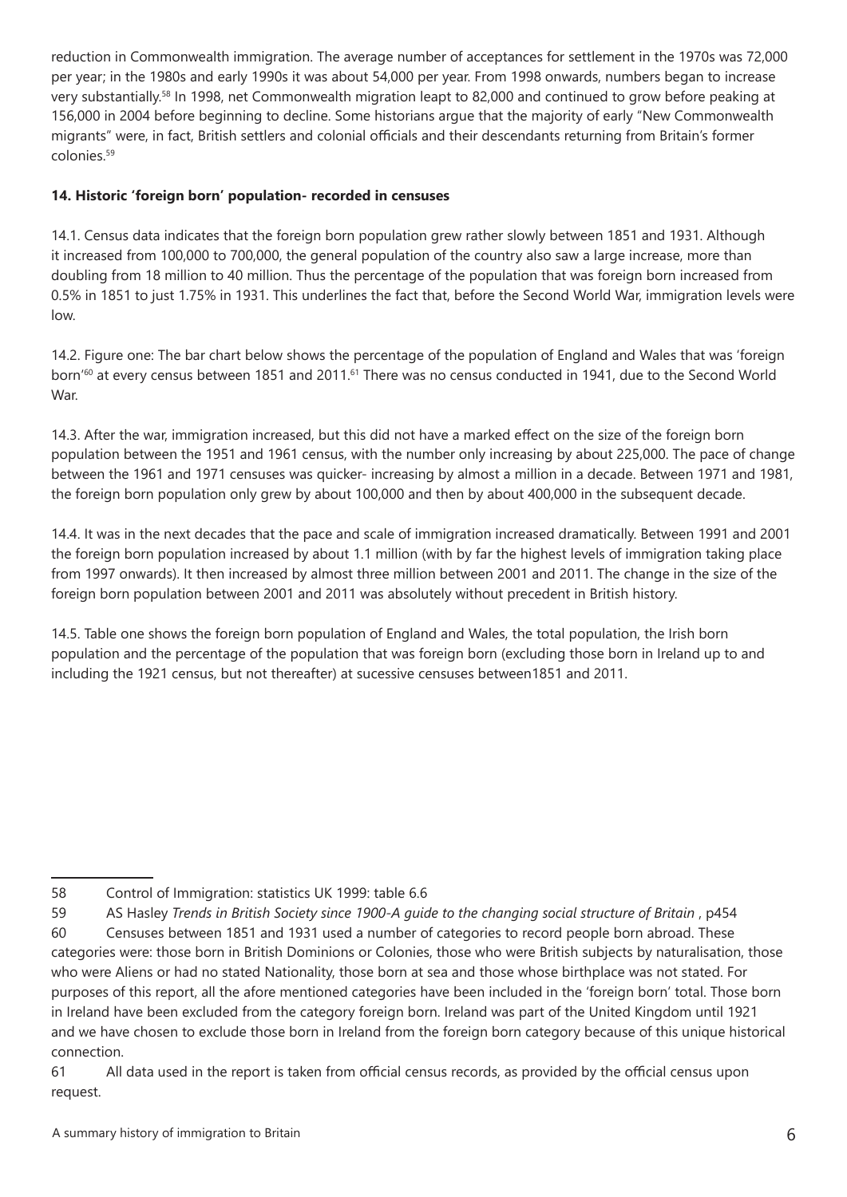reduction in Commonwealth immigration. The average number of acceptances for settlement in the 1970s was 72,000 per year; in the 1980s and early 1990s it was about 54,000 per year. From 1998 onwards, numbers began to increase very substantially.[58] In 1998, net Commonwealth migration leapt to 82,000 and continued to grow before peaking at 156,000 in 2004 before beginning to decline. Some historians argue that the majority of early "New Commonwealth migrants" were, in fact, British settlers and colonial officials and their descendants returning from Britain's former colonies.[59]

**14. Historic 'foreign born' population- recorded in censuses**

14.1. Census data indicates that the foreign born population grew rather slowly between 1851 and 1931. Although it increased from 100,000 to 700,000, the general population of the country also saw a large increase, more than doubling from 18 million to 40 million. Thus the percentage of the population that was foreign born increased from 0.5% in 1851 to just 1.75% in 1931. This underlines the fact that, before the Second World War, immigration levels were low.

14.2. Figure one: The bar chart below shows the percentage of the population of England and Wales that was 'foreign born'[60] at every census between 1851 and 2011.[61] There was no census conducted in 1941, due to the Second World War.

14.3. After the war, immigration increased, but this did not have a marked effect on the size of the foreign born population between the 1951 and 1961 census, with the number only increasing by about 225,000. The pace of change between the 1961 and 1971 censuses was quicker- increasing by almost a million in a decade. Between 1971 and 1981, the foreign born population only grew by about 100,000 and then by about 400,000 in the subsequent decade.

14.4. It was in the next decades that the pace and scale of immigration increased dramatically. Between 1991 and 2001 the foreign born population increased by about 1.1 million (with by far the highest levels of immigration taking place from 1997 onwards). It then increased by almost three million between 2001 and 2011. The change in the size of the foreign born population between 2001 and 2011 was absolutely without precedent in British history.

14.5. Table one shows the foreign born population of England and Wales, the total population, the Irish born population and the percentage of the population that was foreign born (excluding those born in Ireland up to and including the 1921 census, but not thereafter) at sucessive censuses between1851 and 2011.

---

58 Control of Immigration: statistics UK 1999: table 6.6

59 AS Hasley *Trends in British Society since 1900-A guide to the changing social structure of Britain* , p454

60 Censuses between 1851 and 1931 used a number of categories to record people born abroad. These categories were: those born in British Dominions or Colonies, those who were British subjects by naturalisation, those who were Aliens or had no stated Nationality, those born at sea and those whose birthplace was not stated. For purposes of this report, all the afore mentioned categories have been included in the 'foreign born' total. Those born in Ireland have been excluded from the category foreign born. Ireland was part of the United Kingdom until 1921 and we have chosen to exclude those born in Ireland from the foreign born category because of this unique historical connection.

61 All data used in the report is taken from official census records, as provided by the official census upon request.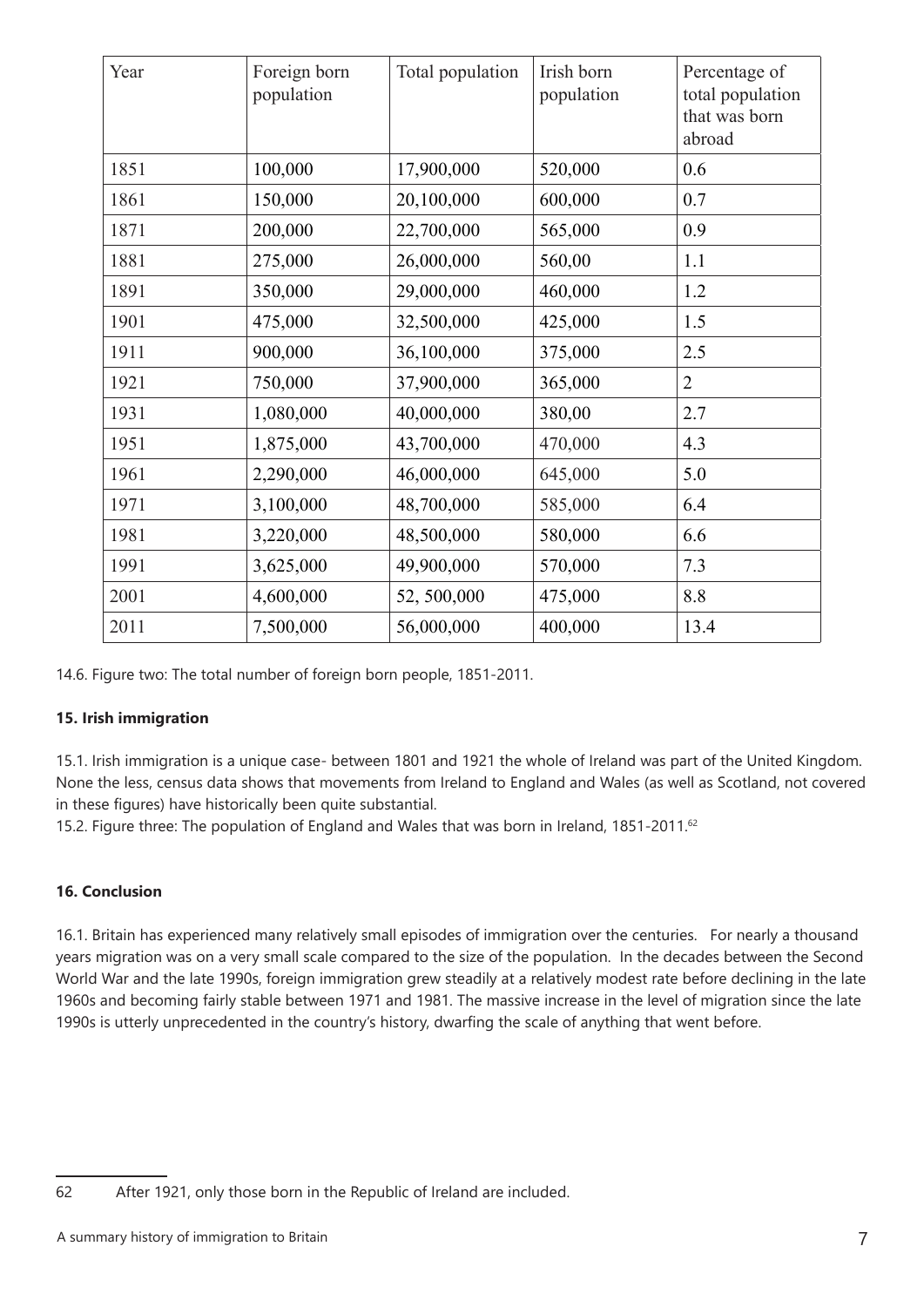| Year | Foreign born population | Total population | Irish born population | Percentage of total population that was born abroad |
|---|---|---|---|---|
| 1851 | 100,000 | 17,900,000 | 520,000 | 0.6 |
| 1861 | 150,000 | 20,100,000 | 600,000 | 0.7 |
| 1871 | 200,000 | 22,700,000 | 565,000 | 0.9 |
| 1881 | 275,000 | 26,000,000 | 560,00 | 1.1 |
| 1891 | 350,000 | 29,000,000 | 460,000 | 1.2 |
| 1901 | 475,000 | 32,500,000 | 425,000 | 1.5 |
| 1911 | 900,000 | 36,100,000 | 375,000 | 2.5 |
| 1921 | 750,000 | 37,900,000 | 365,000 | 2 |
| 1931 | 1,080,000 | 40,000,000 | 380,00 | 2.7 |
| 1951 | 1,875,000 | 43,700,000 | 470,000 | 4.3 |
| 1961 | 2,290,000 | 46,000,000 | 645,000 | 5.0 |
| 1971 | 3,100,000 | 48,700,000 | 585,000 | 6.4 |
| 1981 | 3,220,000 | 48,500,000 | 580,000 | 6.6 |
| 1991 | 3,625,000 | 49,900,000 | 570,000 | 7.3 |
| 2001 | 4,600,000 | 52, 500,000 | 475,000 | 8.8 |
| 2011 | 7,500,000 | 56,000,000 | 400,000 | 13.4 |

14.6. Figure two: The total number of foreign born people, 1851-2011.

### 15. Irish immigration

15.1. Irish immigration is a unique case- between 1801 and 1921 the whole of Ireland was part of the United Kingdom. None the less, census data shows that movements from Ireland to England and Wales (as well as Scotland, not covered in these figures) have historically been quite substantial.

15.2. Figure three: The population of England and Wales that was born in Ireland, 1851-2011.[62]

### 16. Conclusion

16.1. Britain has experienced many relatively small episodes of immigration over the centuries. For nearly a thousand years migration was on a very small scale compared to the size of the population. In the decades between the Second World War and the late 1990s, foreign immigration grew steadily at a relatively modest rate before declining in the late 1960s and becoming fairly stable between 1971 and 1981. The massive increase in the level of migration since the late 1990s is utterly unprecedented in the country's history, dwarfing the scale of anything that went before.

62 After 1921, only those born in the Republic of Ireland are included.